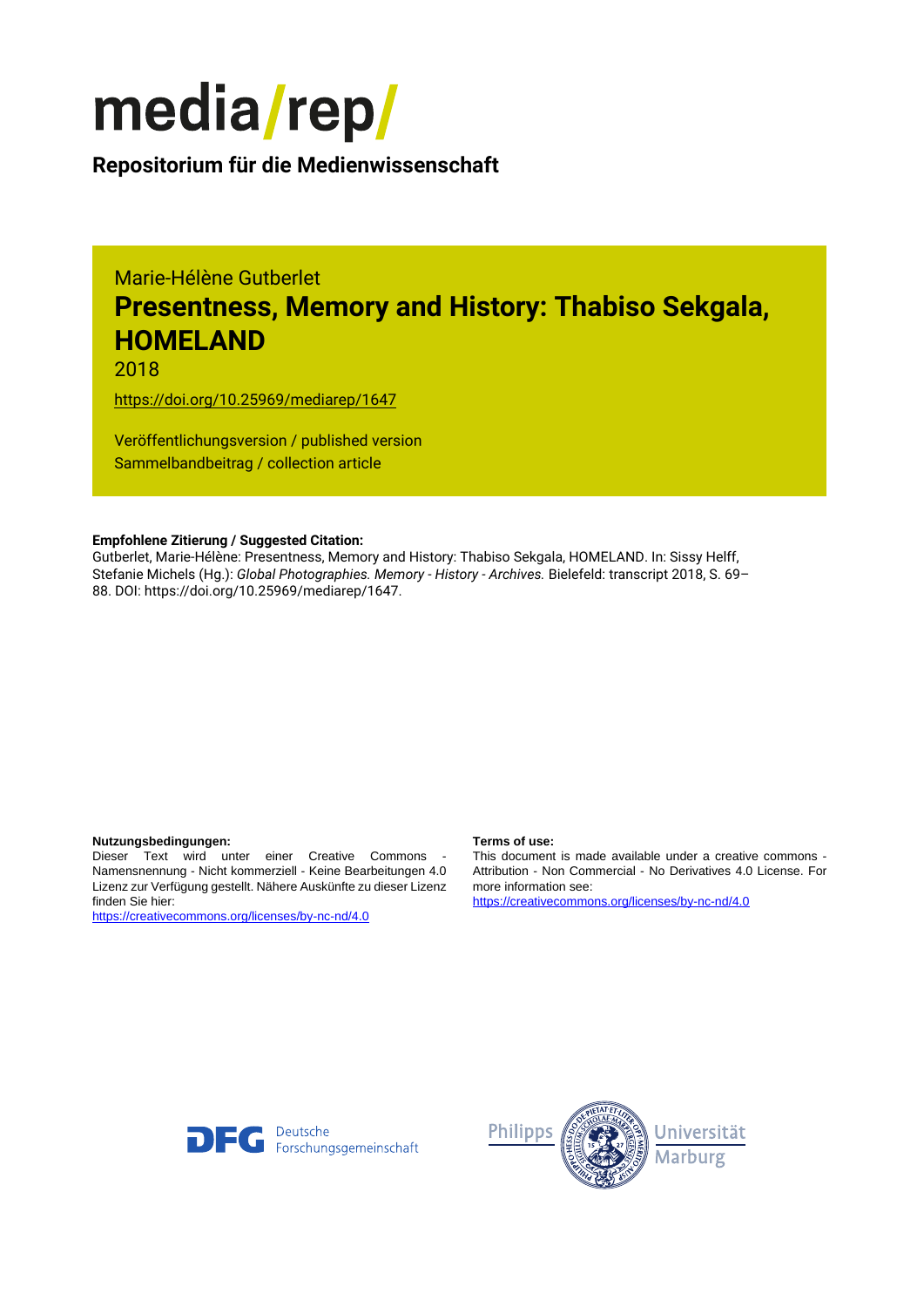media/rep/

**Repositorium für die Medienwissenschaft**

Marie-Hélène Gutberlet

# Presentness, Memory and History: Thabiso Sekgala, HOMELAND

2018

https://doi.org/10.25969/mediarep/1647

Veröffentlichungsversion / published version
Sammelbandbeitrag / collection article

**Empfohlene Zitierung / Suggested Citation:**
Gutberlet, Marie-Hélène: Presentness, Memory and History: Thabiso Sekgala, HOMELAND. In: Sissy Helff, Stefanie Michels (Hg.): *Global Photographies. Memory - History - Archives.* Bielefeld: transcript 2018, S. 69–88. DOI: https://doi.org/10.25969/mediarep/1647.

**Nutzungsbedingungen:**
Dieser Text wird unter einer Creative Commons - Namensnennung - Nicht kommerziell - Keine Bearbeitungen 4.0 Lizenz zur Verfügung gestellt. Nähere Auskünfte zu dieser Lizenz finden Sie hier:
https://creativecommons.org/licenses/by-nc-nd/4.0

**Terms of use:**
This document is made available under a creative commons - Attribution - Non Commercial - No Derivatives 4.0 License. For more information see:
https://creativecommons.org/licenses/by-nc-nd/4.0

Deutsche Forschungsgemeinschaft

Philipps Universität Marburg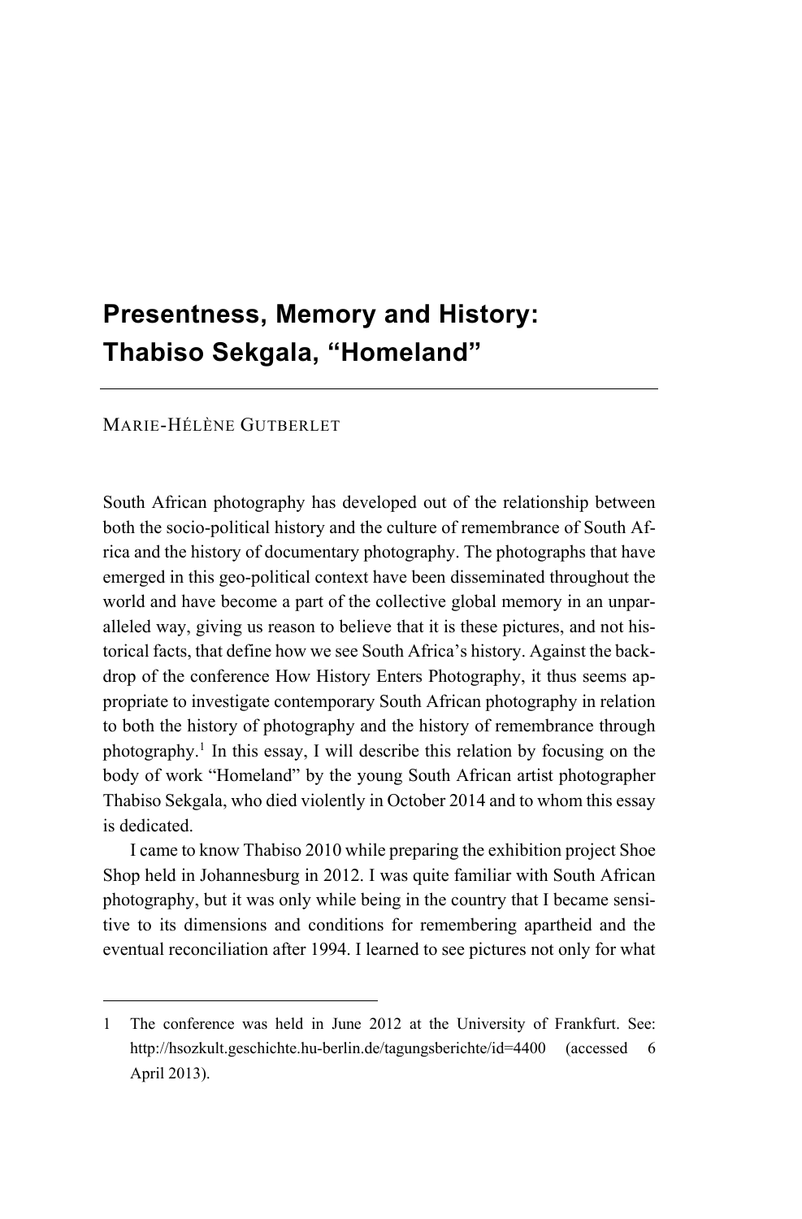# Presentness, Memory and History: Thabiso Sekgala, "Homeland"

MARIE-HÉLÈNE GUTBERLET

South African photography has developed out of the relationship between both the socio-political history and the culture of remembrance of South Africa and the history of documentary photography. The photographs that have emerged in this geo-political context have been disseminated throughout the world and have become a part of the collective global memory in an unparalleled way, giving us reason to believe that it is these pictures, and not historical facts, that define how we see South Africa's history. Against the backdrop of the conference How History Enters Photography, it thus seems appropriate to investigate contemporary South African photography in relation to both the history of photography and the history of remembrance through photography.[1] In this essay, I will describe this relation by focusing on the body of work "Homeland" by the young South African artist photographer Thabiso Sekgala, who died violently in October 2014 and to whom this essay is dedicated.

I came to know Thabiso 2010 while preparing the exhibition project Shoe Shop held in Johannesburg in 2012. I was quite familiar with South African photography, but it was only while being in the country that I became sensitive to its dimensions and conditions for remembering apartheid and the eventual reconciliation after 1994. I learned to see pictures not only for what

1 The conference was held in June 2012 at the University of Frankfurt. See: http://hsozkult.geschichte.hu-berlin.de/tagungsberichte/id=4400 (accessed 6 April 2013).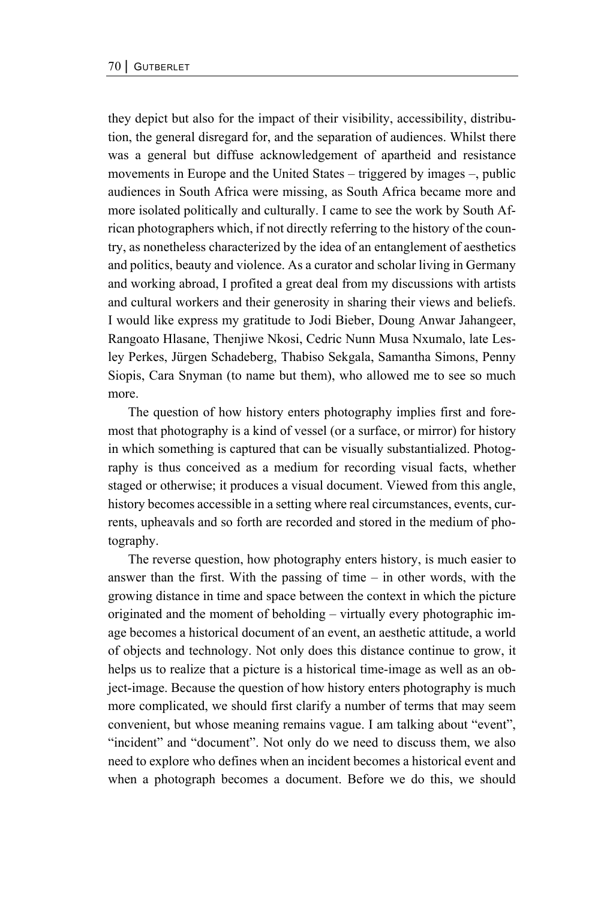they depict but also for the impact of their visibility, accessibility, distribution, the general disregard for, and the separation of audiences. Whilst there was a general but diffuse acknowledgement of apartheid and resistance movements in Europe and the United States – triggered by images –, public audiences in South Africa were missing, as South Africa became more and more isolated politically and culturally. I came to see the work by South African photographers which, if not directly referring to the history of the country, as nonetheless characterized by the idea of an entanglement of aesthetics and politics, beauty and violence. As a curator and scholar living in Germany and working abroad, I profited a great deal from my discussions with artists and cultural workers and their generosity in sharing their views and beliefs. I would like express my gratitude to Jodi Bieber, Doung Anwar Jahangeer, Rangoato Hlasane, Thenjiwe Nkosi, Cedric Nunn Musa Nxumalo, late Lesley Perkes, Jürgen Schadeberg, Thabiso Sekgala, Samantha Simons, Penny Siopis, Cara Snyman (to name but them), who allowed me to see so much more.

The question of how history enters photography implies first and foremost that photography is a kind of vessel (or a surface, or mirror) for history in which something is captured that can be visually substantialized. Photography is thus conceived as a medium for recording visual facts, whether staged or otherwise; it produces a visual document. Viewed from this angle, history becomes accessible in a setting where real circumstances, events, currents, upheavals and so forth are recorded and stored in the medium of photography.

The reverse question, how photography enters history, is much easier to answer than the first. With the passing of time – in other words, with the growing distance in time and space between the context in which the picture originated and the moment of beholding – virtually every photographic image becomes a historical document of an event, an aesthetic attitude, a world of objects and technology. Not only does this distance continue to grow, it helps us to realize that a picture is a historical time-image as well as an object-image. Because the question of how history enters photography is much more complicated, we should first clarify a number of terms that may seem convenient, but whose meaning remains vague. I am talking about "event", "incident" and "document". Not only do we need to discuss them, we also need to explore who defines when an incident becomes a historical event and when a photograph becomes a document. Before we do this, we should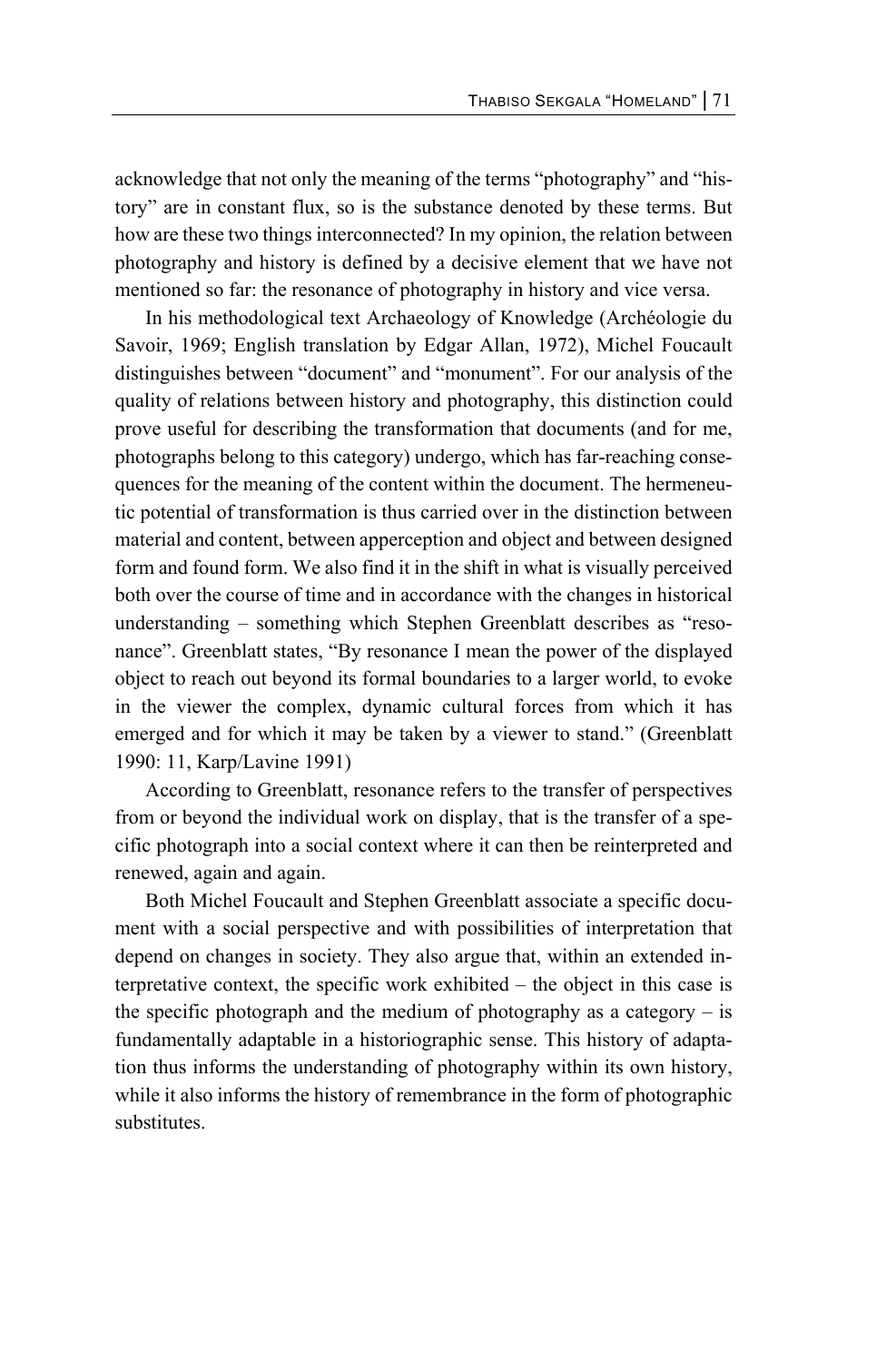acknowledge that not only the meaning of the terms "photography" and "history" are in constant flux, so is the substance denoted by these terms. But how are these two things interconnected? In my opinion, the relation between photography and history is defined by a decisive element that we have not mentioned so far: the resonance of photography in history and vice versa.

In his methodological text Archaeology of Knowledge (Archéologie du Savoir, 1969; English translation by Edgar Allan, 1972), Michel Foucault distinguishes between "document" and "monument". For our analysis of the quality of relations between history and photography, this distinction could prove useful for describing the transformation that documents (and for me, photographs belong to this category) undergo, which has far-reaching consequences for the meaning of the content within the document. The hermeneutic potential of transformation is thus carried over in the distinction between material and content, between apperception and object and between designed form and found form. We also find it in the shift in what is visually perceived both over the course of time and in accordance with the changes in historical understanding – something which Stephen Greenblatt describes as "resonance". Greenblatt states, "By resonance I mean the power of the displayed object to reach out beyond its formal boundaries to a larger world, to evoke in the viewer the complex, dynamic cultural forces from which it has emerged and for which it may be taken by a viewer to stand." (Greenblatt 1990: 11, Karp/Lavine 1991)

According to Greenblatt, resonance refers to the transfer of perspectives from or beyond the individual work on display, that is the transfer of a specific photograph into a social context where it can then be reinterpreted and renewed, again and again.

Both Michel Foucault and Stephen Greenblatt associate a specific document with a social perspective and with possibilities of interpretation that depend on changes in society. They also argue that, within an extended interpretative context, the specific work exhibited – the object in this case is the specific photograph and the medium of photography as a category – is fundamentally adaptable in a historiographic sense. This history of adaptation thus informs the understanding of photography within its own history, while it also informs the history of remembrance in the form of photographic substitutes.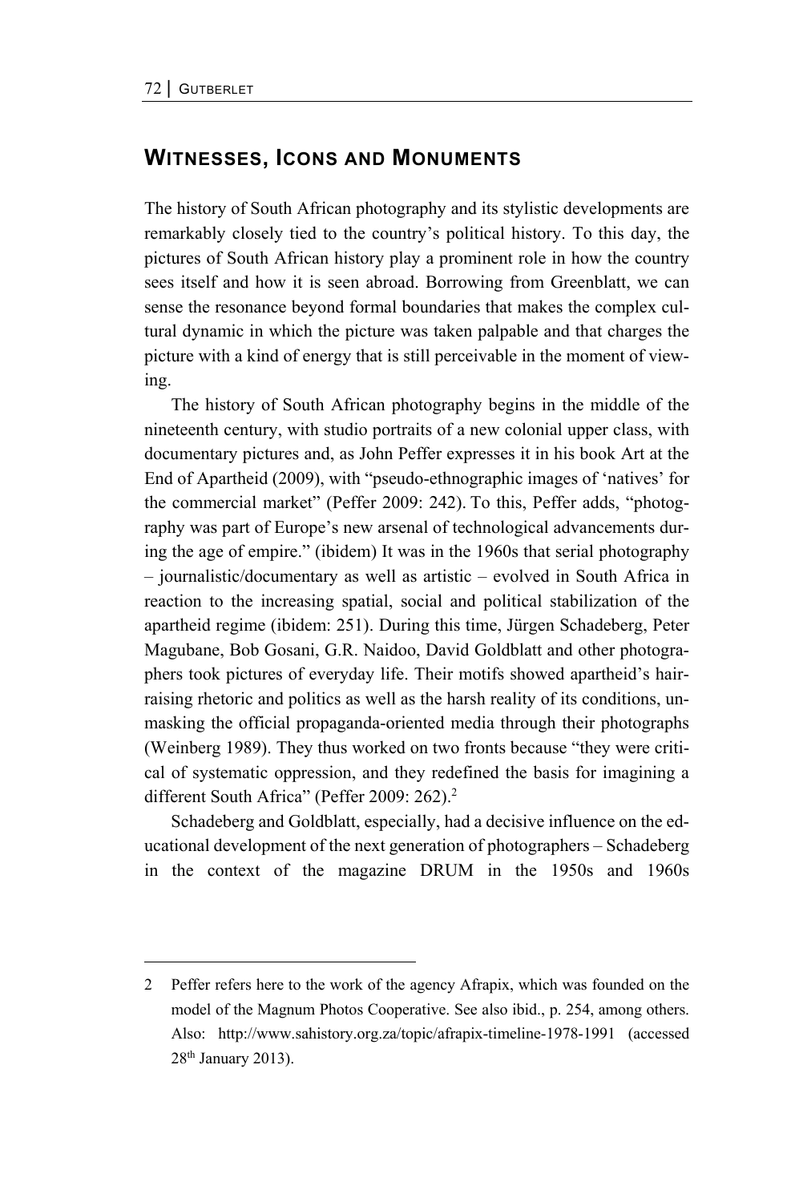## WITNESSES, ICONS AND MONUMENTS

The history of South African photography and its stylistic developments are remarkably closely tied to the country's political history. To this day, the pictures of South African history play a prominent role in how the country sees itself and how it is seen abroad. Borrowing from Greenblatt, we can sense the resonance beyond formal boundaries that makes the complex cultural dynamic in which the picture was taken palpable and that charges the picture with a kind of energy that is still perceivable in the moment of viewing.

The history of South African photography begins in the middle of the nineteenth century, with studio portraits of a new colonial upper class, with documentary pictures and, as John Peffer expresses it in his book Art at the End of Apartheid (2009), with "pseudo-ethnographic images of 'natives' for the commercial market" (Peffer 2009: 242). To this, Peffer adds, "photography was part of Europe's new arsenal of technological advancements during the age of empire." (ibidem) It was in the 1960s that serial photography – journalistic/documentary as well as artistic – evolved in South Africa in reaction to the increasing spatial, social and political stabilization of the apartheid regime (ibidem: 251). During this time, Jürgen Schadeberg, Peter Magubane, Bob Gosani, G.R. Naidoo, David Goldblatt and other photographers took pictures of everyday life. Their motifs showed apartheid's hair-raising rhetoric and politics as well as the harsh reality of its conditions, unmasking the official propaganda-oriented media through their photographs (Weinberg 1989). They thus worked on two fronts because "they were critical of systematic oppression, and they redefined the basis for imagining a different South Africa" (Peffer 2009: 262).[2]

Schadeberg and Goldblatt, especially, had a decisive influence on the educational development of the next generation of photographers – Schadeberg in the context of the magazine DRUM in the 1950s and 1960s

---

2 Peffer refers here to the work of the agency Afrapix, which was founded on the model of the Magnum Photos Cooperative. See also ibid., p. 254, among others. Also: http://www.sahistory.org.za/topic/afrapix-timeline-1978-1991 (accessed 28th January 2013).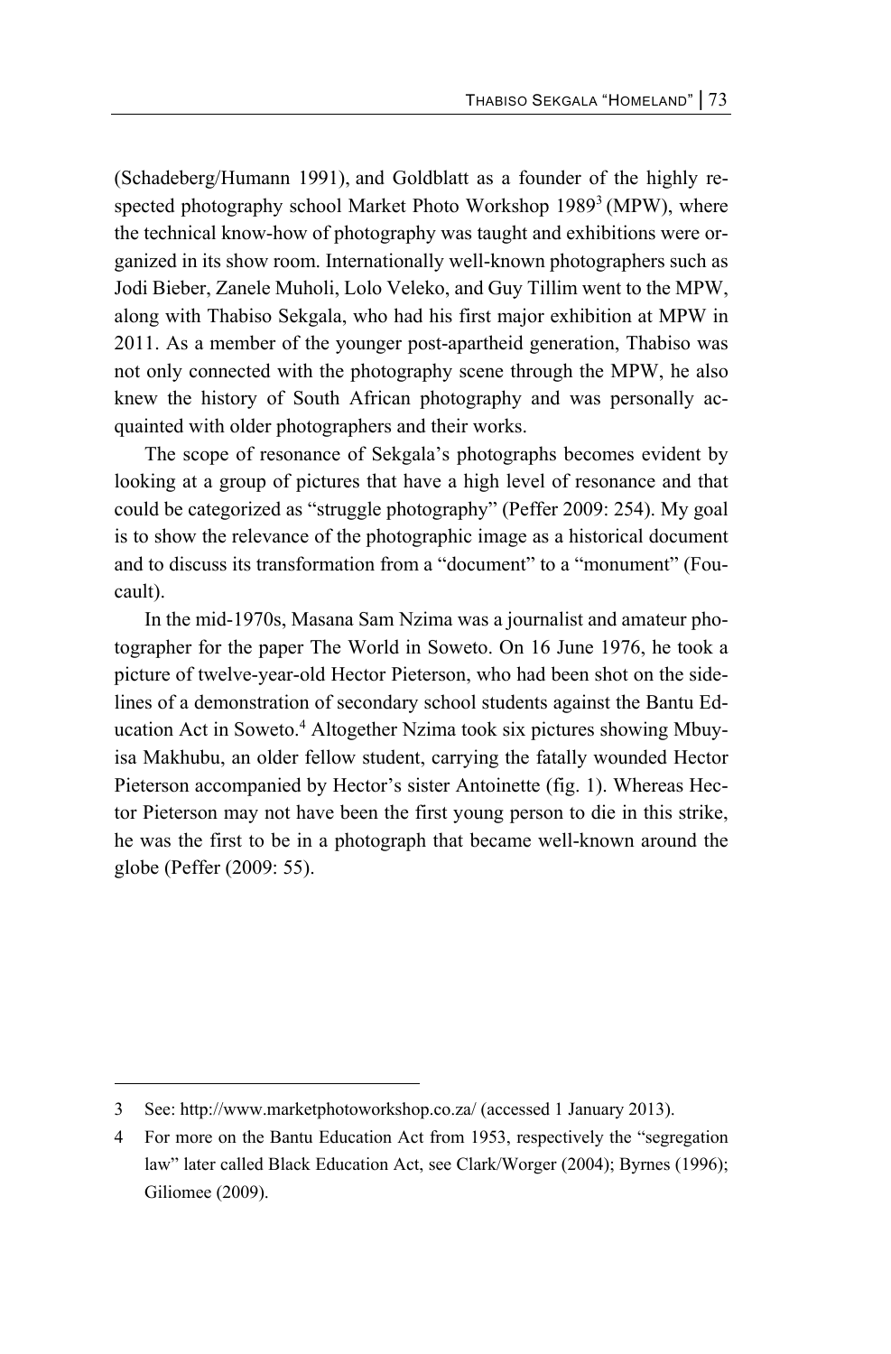(Schadeberg/Humann 1991), and Goldblatt as a founder of the highly respected photography school Market Photo Workshop 1989[3] (MPW), where the technical know-how of photography was taught and exhibitions were organized in its show room. Internationally well-known photographers such as Jodi Bieber, Zanele Muholi, Lolo Veleko, and Guy Tillim went to the MPW, along with Thabiso Sekgala, who had his first major exhibition at MPW in 2011. As a member of the younger post-apartheid generation, Thabiso was not only connected with the photography scene through the MPW, he also knew the history of South African photography and was personally acquainted with older photographers and their works.

The scope of resonance of Sekgala's photographs becomes evident by looking at a group of pictures that have a high level of resonance and that could be categorized as "struggle photography" (Peffer 2009: 254). My goal is to show the relevance of the photographic image as a historical document and to discuss its transformation from a "document" to a "monument" (Foucault).

In the mid-1970s, Masana Sam Nzima was a journalist and amateur photographer for the paper The World in Soweto. On 16 June 1976, he took a picture of twelve-year-old Hector Pieterson, who had been shot on the sidelines of a demonstration of secondary school students against the Bantu Education Act in Soweto.[4] Altogether Nzima took six pictures showing Mbuyisa Makhubu, an older fellow student, carrying the fatally wounded Hector Pieterson accompanied by Hector's sister Antoinette (fig. 1). Whereas Hector Pieterson may not have been the first young person to die in this strike, he was the first to be in a photograph that became well-known around the globe (Peffer (2009: 55).

---

3 See: http://www.marketphotoworkshop.co.za/ (accessed 1 January 2013).

4 For more on the Bantu Education Act from 1953, respectively the "segregation law" later called Black Education Act, see Clark/Worger (2004); Byrnes (1996); Giliomee (2009).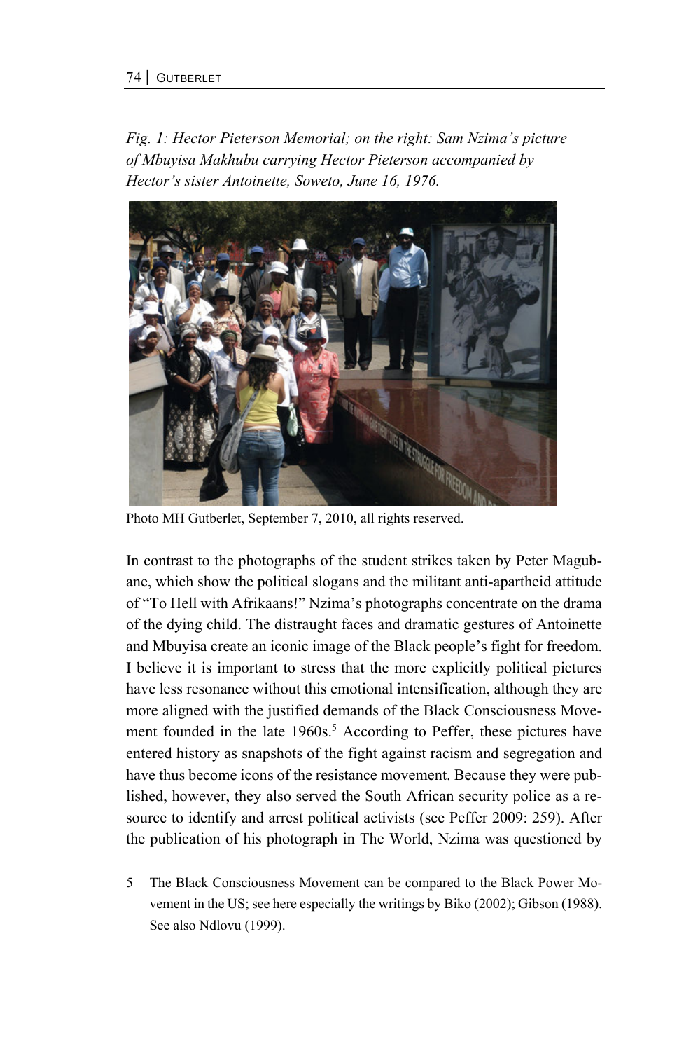*Fig. 1: Hector Pieterson Memorial; on the right: Sam Nzima's picture of Mbuyisa Makhubu carrying Hector Pieterson accompanied by Hector's sister Antoinette, Soweto, June 16, 1976.*

Photo MH Gutberlet, September 7, 2010, all rights reserved.

In contrast to the photographs of the student strikes taken by Peter Magubane, which show the political slogans and the militant anti-apartheid attitude of "To Hell with Afrikaans!" Nzima's photographs concentrate on the drama of the dying child. The distraught faces and dramatic gestures of Antoinette and Mbuyisa create an iconic image of the Black people's fight for freedom. I believe it is important to stress that the more explicitly political pictures have less resonance without this emotional intensification, although they are more aligned with the justified demands of the Black Consciousness Movement founded in the late 1960s.[5] According to Peffer, these pictures have entered history as snapshots of the fight against racism and segregation and have thus become icons of the resistance movement. Because they were published, however, they also served the South African security police as a resource to identify and arrest political activists (see Peffer 2009: 259). After the publication of his photograph in The World, Nzima was questioned by

---

5 The Black Consciousness Movement can be compared to the Black Power Movement in the US; see here especially the writings by Biko (2002); Gibson (1988). See also Ndlovu (1999).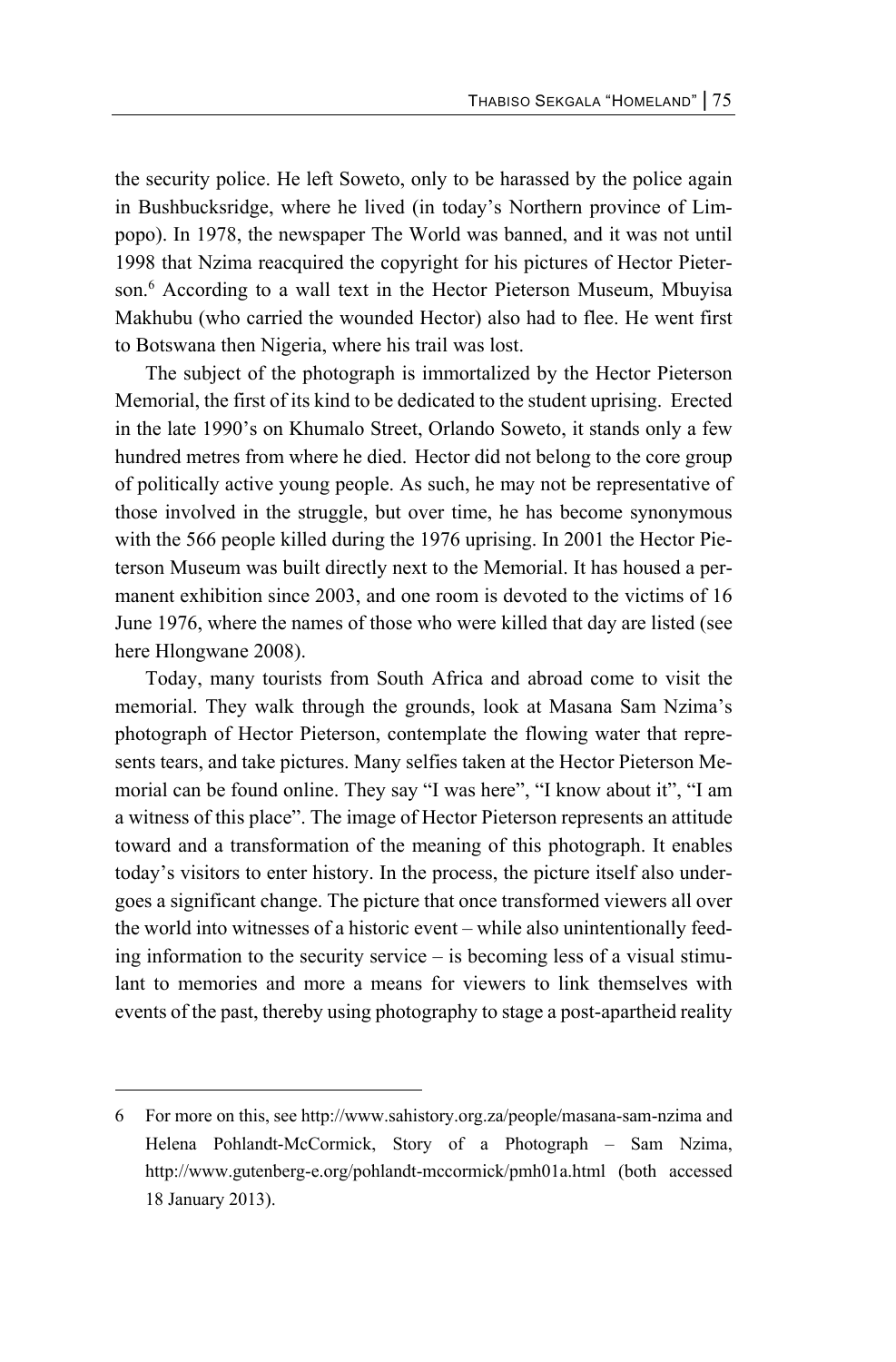the security police. He left Soweto, only to be harassed by the police again in Bushbucksridge, where he lived (in today's Northern province of Limpopo). In 1978, the newspaper The World was banned, and it was not until 1998 that Nzima reacquired the copyright for his pictures of Hector Pieterson.[6] According to a wall text in the Hector Pieterson Museum, Mbuyisa Makhubu (who carried the wounded Hector) also had to flee. He went first to Botswana then Nigeria, where his trail was lost.

The subject of the photograph is immortalized by the Hector Pieterson Memorial, the first of its kind to be dedicated to the student uprising. Erected in the late 1990's on Khumalo Street, Orlando Soweto, it stands only a few hundred metres from where he died. Hector did not belong to the core group of politically active young people. As such, he may not be representative of those involved in the struggle, but over time, he has become synonymous with the 566 people killed during the 1976 uprising. In 2001 the Hector Pieterson Museum was built directly next to the Memorial. It has housed a permanent exhibition since 2003, and one room is devoted to the victims of 16 June 1976, where the names of those who were killed that day are listed (see here Hlongwane 2008).

Today, many tourists from South Africa and abroad come to visit the memorial. They walk through the grounds, look at Masana Sam Nzima's photograph of Hector Pieterson, contemplate the flowing water that represents tears, and take pictures. Many selfies taken at the Hector Pieterson Memorial can be found online. They say "I was here", "I know about it", "I am a witness of this place". The image of Hector Pieterson represents an attitude toward and a transformation of the meaning of this photograph. It enables today's visitors to enter history. In the process, the picture itself also undergoes a significant change. The picture that once transformed viewers all over the world into witnesses of a historic event – while also unintentionally feeding information to the security service – is becoming less of a visual stimulant to memories and more a means for viewers to link themselves with events of the past, thereby using photography to stage a post-apartheid reality

---

6 For more on this, see http://www.sahistory.org.za/people/masana-sam-nzima and Helena Pohlandt-McCormick, Story of a Photograph – Sam Nzima, http://www.gutenberg-e.org/pohlandt-mccormick/pmh01a.html (both accessed 18 January 2013).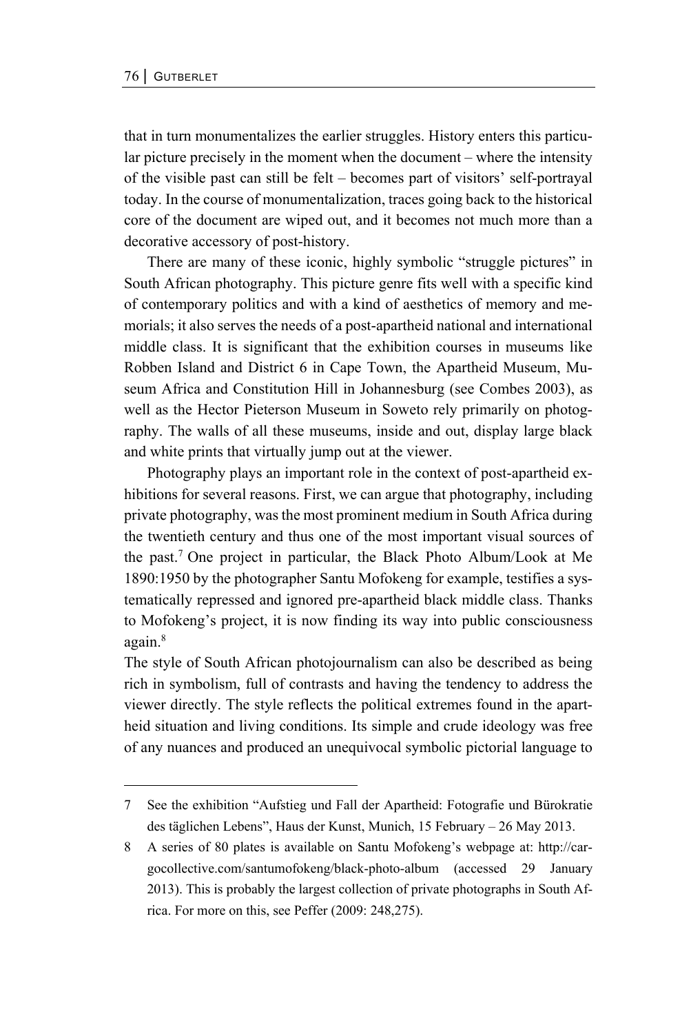that in turn monumentalizes the earlier struggles. History enters this particular picture precisely in the moment when the document – where the intensity of the visible past can still be felt – becomes part of visitors' self-portrayal today. In the course of monumentalization, traces going back to the historical core of the document are wiped out, and it becomes not much more than a decorative accessory of post-history.

There are many of these iconic, highly symbolic "struggle pictures" in South African photography. This picture genre fits well with a specific kind of contemporary politics and with a kind of aesthetics of memory and memorials; it also serves the needs of a post-apartheid national and international middle class. It is significant that the exhibition courses in museums like Robben Island and District 6 in Cape Town, the Apartheid Museum, Museum Africa and Constitution Hill in Johannesburg (see Combes 2003), as well as the Hector Pieterson Museum in Soweto rely primarily on photography. The walls of all these museums, inside and out, display large black and white prints that virtually jump out at the viewer.

Photography plays an important role in the context of post-apartheid exhibitions for several reasons. First, we can argue that photography, including private photography, was the most prominent medium in South Africa during the twentieth century and thus one of the most important visual sources of the past.[7] One project in particular, the Black Photo Album/Look at Me 1890:1950 by the photographer Santu Mofokeng for example, testifies a systematically repressed and ignored pre-apartheid black middle class. Thanks to Mofokeng's project, it is now finding its way into public consciousness again.[8]

The style of South African photojournalism can also be described as being rich in symbolism, full of contrasts and having the tendency to address the viewer directly. The style reflects the political extremes found in the apartheid situation and living conditions. Its simple and crude ideology was free of any nuances and produced an unequivocal symbolic pictorial language to

---

7 See the exhibition "Aufstieg und Fall der Apartheid: Fotografie und Bürokratie des täglichen Lebens", Haus der Kunst, Munich, 15 February – 26 May 2013.

8 A series of 80 plates is available on Santu Mofokeng's webpage at: http://cargocollective.com/santumofokeng/black-photo-album (accessed 29 January 2013). This is probably the largest collection of private photographs in South Africa. For more on this, see Peffer (2009: 248,275).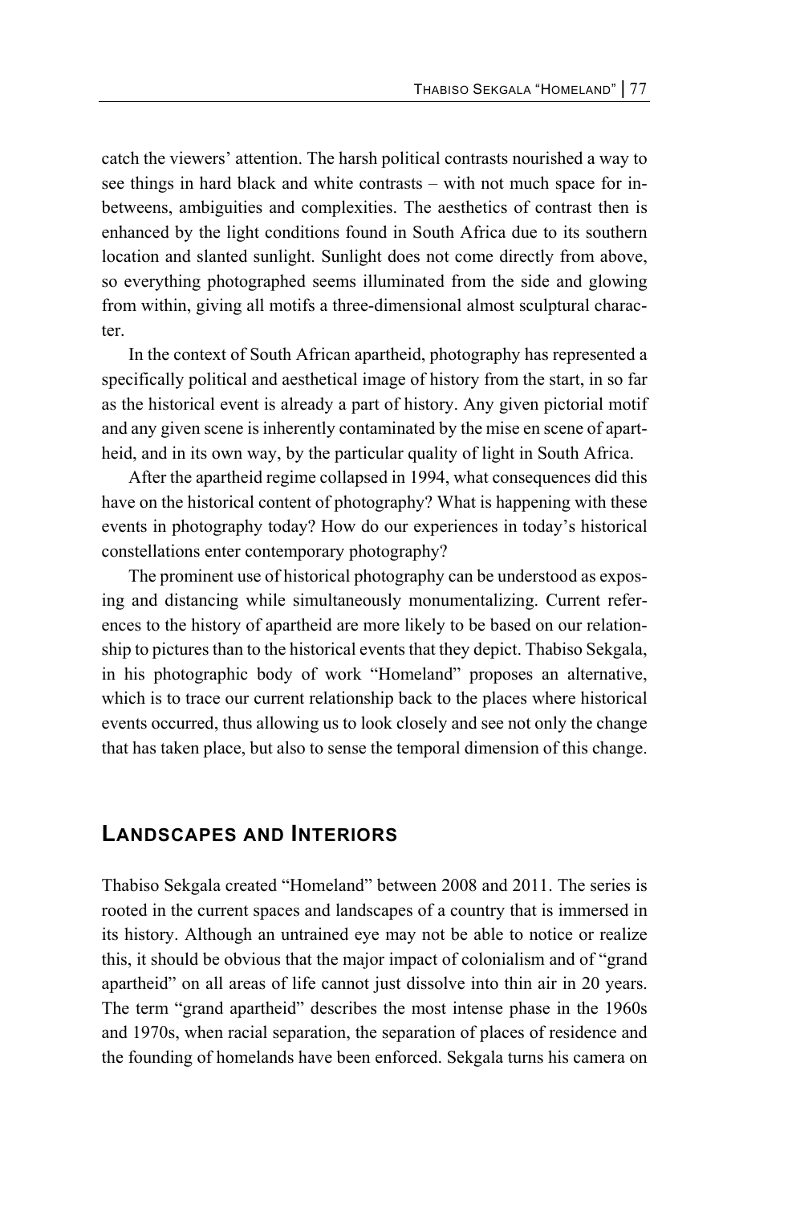catch the viewers' attention. The harsh political contrasts nourished a way to see things in hard black and white contrasts – with not much space for in-betweens, ambiguities and complexities. The aesthetics of contrast then is enhanced by the light conditions found in South Africa due to its southern location and slanted sunlight. Sunlight does not come directly from above, so everything photographed seems illuminated from the side and glowing from within, giving all motifs a three-dimensional almost sculptural character.

In the context of South African apartheid, photography has represented a specifically political and aesthetical image of history from the start, in so far as the historical event is already a part of history. Any given pictorial motif and any given scene is inherently contaminated by the mise en scene of apartheid, and in its own way, by the particular quality of light in South Africa.

After the apartheid regime collapsed in 1994, what consequences did this have on the historical content of photography? What is happening with these events in photography today? How do our experiences in today's historical constellations enter contemporary photography?

The prominent use of historical photography can be understood as exposing and distancing while simultaneously monumentalizing. Current references to the history of apartheid are more likely to be based on our relationship to pictures than to the historical events that they depict. Thabiso Sekgala, in his photographic body of work "Homeland" proposes an alternative, which is to trace our current relationship back to the places where historical events occurred, thus allowing us to look closely and see not only the change that has taken place, but also to sense the temporal dimension of this change.

## Landscapes and Interiors

Thabiso Sekgala created "Homeland" between 2008 and 2011. The series is rooted in the current spaces and landscapes of a country that is immersed in its history. Although an untrained eye may not be able to notice or realize this, it should be obvious that the major impact of colonialism and of "grand apartheid" on all areas of life cannot just dissolve into thin air in 20 years. The term "grand apartheid" describes the most intense phase in the 1960s and 1970s, when racial separation, the separation of places of residence and the founding of homelands have been enforced. Sekgala turns his camera on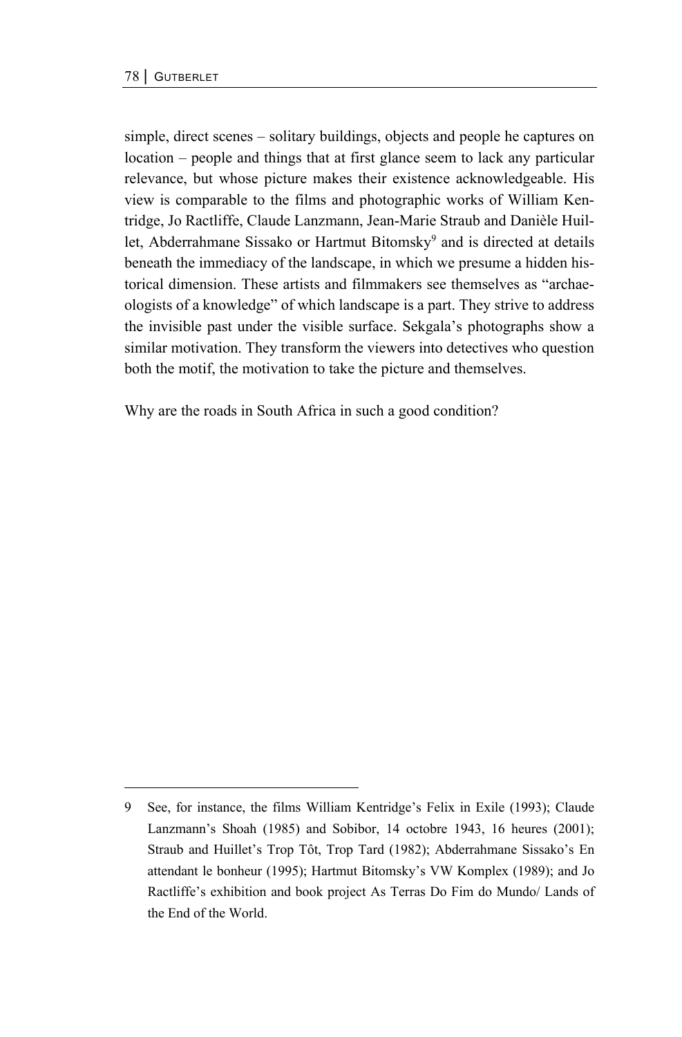simple, direct scenes – solitary buildings, objects and people he captures on location – people and things that at first glance seem to lack any particular relevance, but whose picture makes their existence acknowledgeable. His view is comparable to the films and photographic works of William Kentridge, Jo Ractliffe, Claude Lanzmann, Jean-Marie Straub and Danièle Huillet, Abderrahmane Sissako or Hartmut Bitomsky[9] and is directed at details beneath the immediacy of the landscape, in which we presume a hidden historical dimension. These artists and filmmakers see themselves as "archaeologists of a knowledge" of which landscape is a part. They strive to address the invisible past under the visible surface. Sekgala's photographs show a similar motivation. They transform the viewers into detectives who question both the motif, the motivation to take the picture and themselves.

Why are the roads in South Africa in such a good condition?

---

9 See, for instance, the films William Kentridge's Felix in Exile (1993); Claude Lanzmann's Shoah (1985) and Sobibor, 14 octobre 1943, 16 heures (2001); Straub and Huillet's Trop Tôt, Trop Tard (1982); Abderrahmane Sissako's En attendant le bonheur (1995); Hartmut Bitomsky's VW Komplex (1989); and Jo Ractliffe's exhibition and book project As Terras Do Fim do Mundo/ Lands of the End of the World.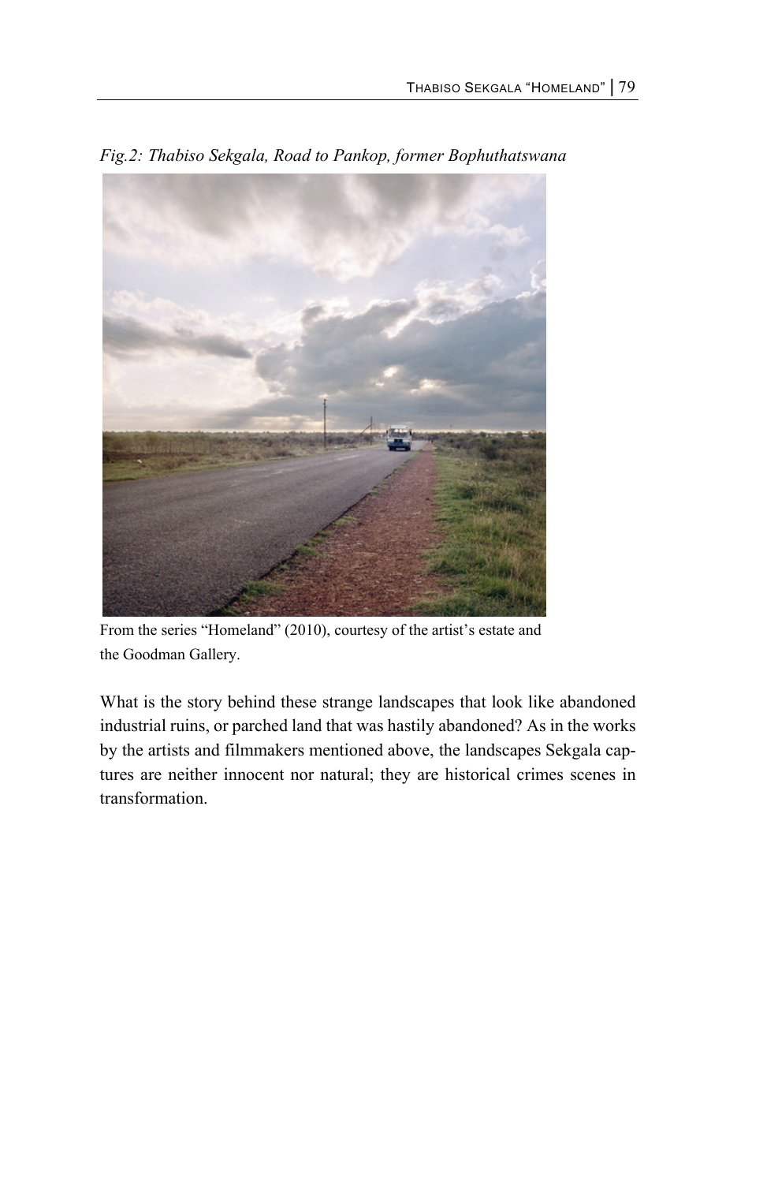*Fig.2: Thabiso Sekgala, Road to Pankop, former Bophuthatswana*

From the series "Homeland" (2010), courtesy of the artist's estate and the Goodman Gallery.

What is the story behind these strange landscapes that look like abandoned industrial ruins, or parched land that was hastily abandoned? As in the works by the artists and filmmakers mentioned above, the landscapes Sekgala captures are neither innocent nor natural; they are historical crimes scenes in transformation.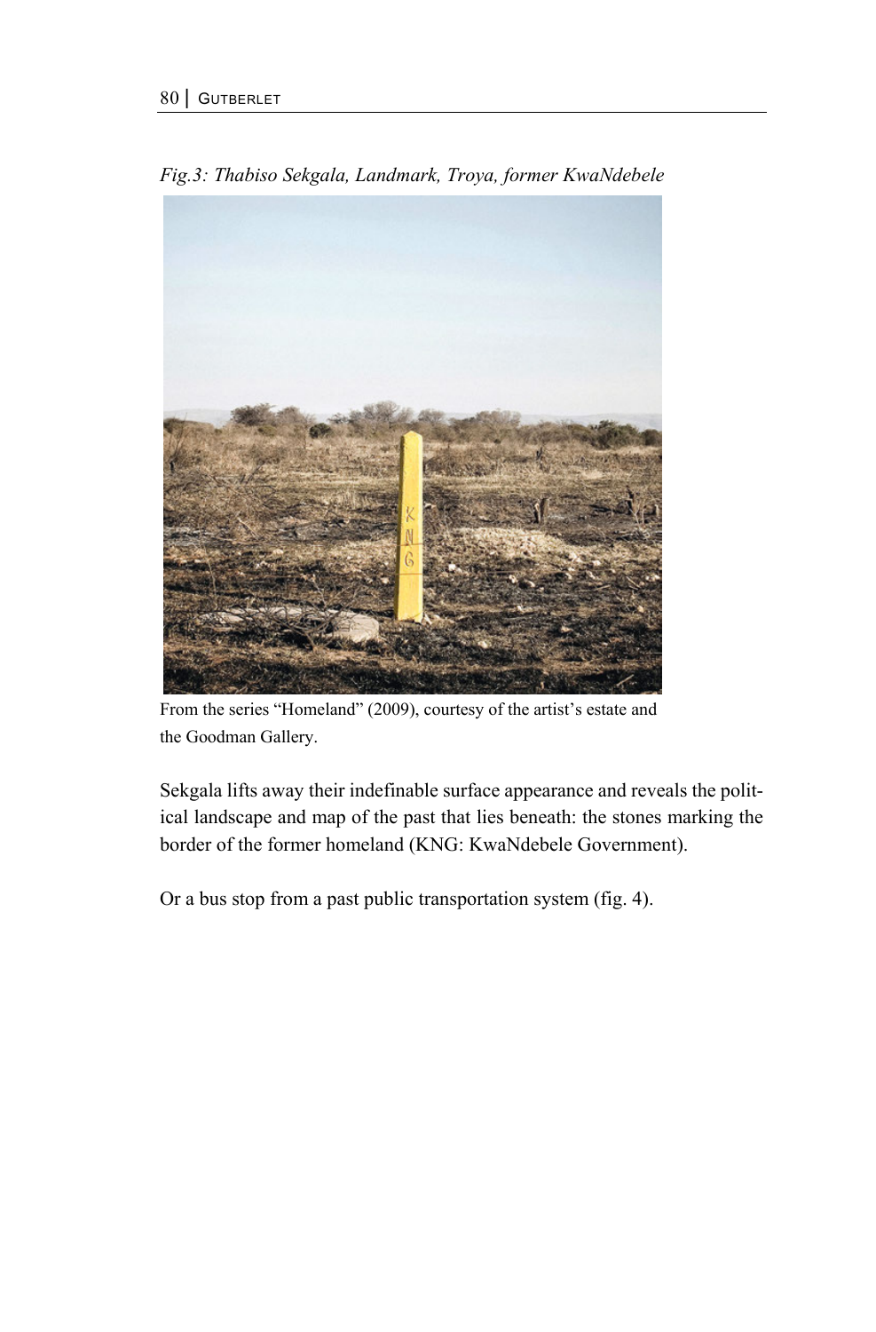*Fig.3: Thabiso Sekgala, Landmark, Troya, former KwaNdebele*

From the series “Homeland” (2009), courtesy of the artist’s estate and the Goodman Gallery.

Sekgala lifts away their indefinable surface appearance and reveals the political landscape and map of the past that lies beneath: the stones marking the border of the former homeland (KNG: KwaNdebele Government).

Or a bus stop from a past public transportation system (fig. 4).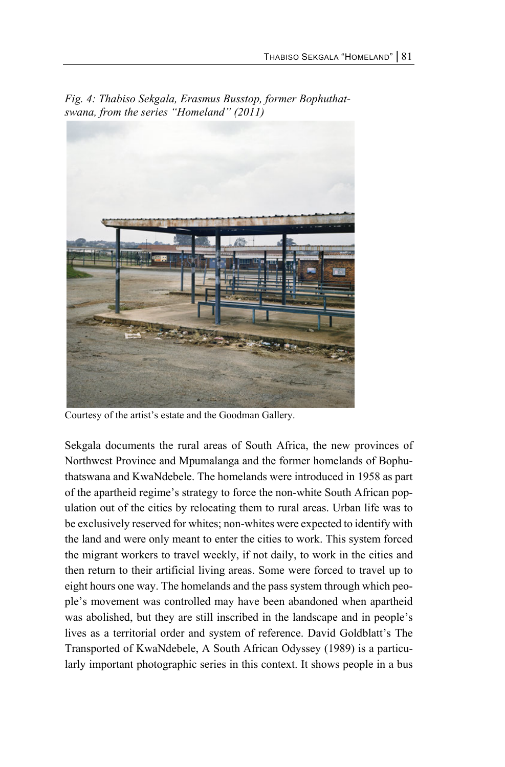*Fig. 4: Thabiso Sekgala, Erasmus Busstop, former Bophuthatswana, from the series "Homeland" (2011)*

Courtesy of the artist's estate and the Goodman Gallery.

Sekgala documents the rural areas of South Africa, the new provinces of Northwest Province and Mpumalanga and the former homelands of Bophuthatswana and KwaNdebele. The homelands were introduced in 1958 as part of the apartheid regime's strategy to force the non-white South African population out of the cities by relocating them to rural areas. Urban life was to be exclusively reserved for whites; non-whites were expected to identify with the land and were only meant to enter the cities to work. This system forced the migrant workers to travel weekly, if not daily, to work in the cities and then return to their artificial living areas. Some were forced to travel up to eight hours one way. The homelands and the pass system through which people's movement was controlled may have been abandoned when apartheid was abolished, but they are still inscribed in the landscape and in people's lives as a territorial order and system of reference. David Goldblatt's The Transported of KwaNdebele, A South African Odyssey (1989) is a particularly important photographic series in this context. It shows people in a bus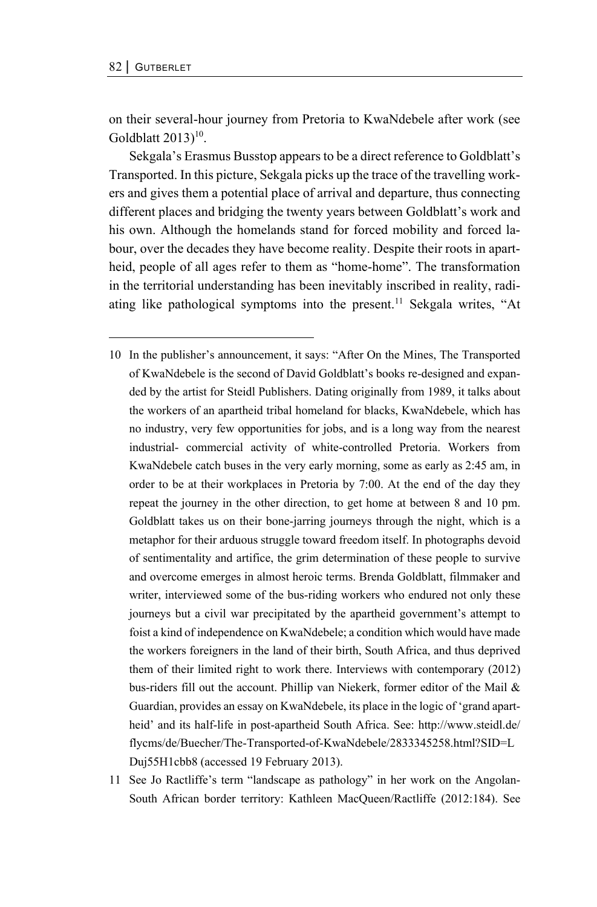on their several-hour journey from Pretoria to KwaNdebele after work (see Goldblatt 2013)[10].

Sekgala's Erasmus Busstop appears to be a direct reference to Goldblatt's Transported. In this picture, Sekgala picks up the trace of the travelling workers and gives them a potential place of arrival and departure, thus connecting different places and bridging the twenty years between Goldblatt's work and his own. Although the homelands stand for forced mobility and forced labour, over the decades they have become reality. Despite their roots in apartheid, people of all ages refer to them as "home-home". The transformation in the territorial understanding has been inevitably inscribed in reality, radiating like pathological symptoms into the present.[11] Sekgala writes, "At

---

10 In the publisher's announcement, it says: "After On the Mines, The Transported of KwaNdebele is the second of David Goldblatt's books re-designed and expanded by the artist for Steidl Publishers. Dating originally from 1989, it talks about the workers of an apartheid tribal homeland for blacks, KwaNdebele, which has no industry, very few opportunities for jobs, and is a long way from the nearest industrial- commercial activity of white-controlled Pretoria. Workers from KwaNdebele catch buses in the very early morning, some as early as 2:45 am, in order to be at their workplaces in Pretoria by 7:00. At the end of the day they repeat the journey in the other direction, to get home at between 8 and 10 pm. Goldblatt takes us on their bone-jarring journeys through the night, which is a metaphor for their arduous struggle toward freedom itself. In photographs devoid of sentimentality and artifice, the grim determination of these people to survive and overcome emerges in almost heroic terms. Brenda Goldblatt, filmmaker and writer, interviewed some of the bus-riding workers who endured not only these journeys but a civil war precipitated by the apartheid government's attempt to foist a kind of independence on KwaNdebele; a condition which would have made the workers foreigners in the land of their birth, South Africa, and thus deprived them of their limited right to work there. Interviews with contemporary (2012) bus-riders fill out the account. Phillip van Niekerk, former editor of the Mail & Guardian, provides an essay on KwaNdebele, its place in the logic of 'grand apartheid' and its half-life in post-apartheid South Africa. See: http://www.steidl.de/flycms/de/Buecher/The-Transported-of-KwaNdebele/2833345258.html?SID=LDuj55H1cbb8 (accessed 19 February 2013).

11 See Jo Ractliffe's term "landscape as pathology" in her work on the Angolan-South African border territory: Kathleen MacQueen/Ractliffe (2012:184). See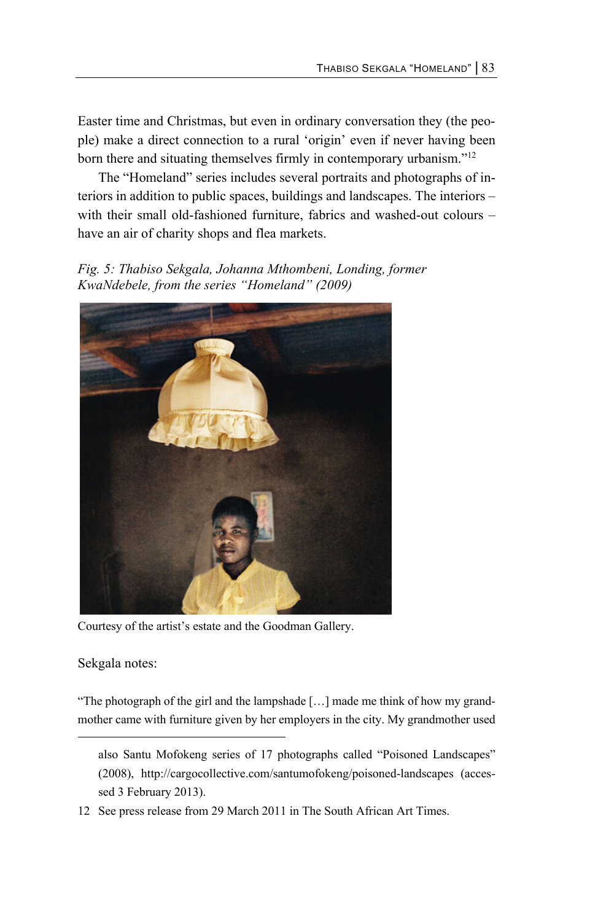Easter time and Christmas, but even in ordinary conversation they (the people) make a direct connection to a rural 'origin' even if never having been born there and situating themselves firmly in contemporary urbanism."[12]

The "Homeland" series includes several portraits and photographs of interiors in addition to public spaces, buildings and landscapes. The interiors – with their small old-fashioned furniture, fabrics and washed-out colours – have an air of charity shops and flea markets.

*Fig. 5: Thabiso Sekgala, Johanna Mthombeni, Londing, former KwaNdebele, from the series "Homeland" (2009)*

Courtesy of the artist's estate and the Goodman Gallery.

Sekgala notes:

"The photograph of the girl and the lampshade […] made me think of how my grandmother came with furniture given by her employers in the city. My grandmother used

---

also Santu Mofokeng series of 17 photographs called "Poisoned Landscapes" (2008), http://cargocollective.com/santumofokeng/poisoned-landscapes (accessed 3 February 2013).

12 See press release from 29 March 2011 in The South African Art Times.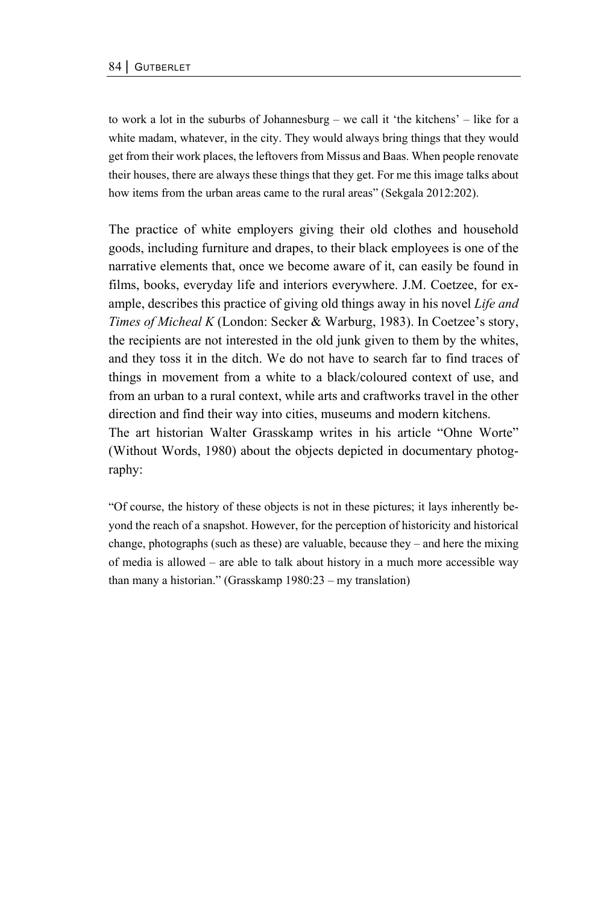to work a lot in the suburbs of Johannesburg – we call it 'the kitchens' – like for a white madam, whatever, in the city. They would always bring things that they would get from their work places, the leftovers from Missus and Baas. When people renovate their houses, there are always these things that they get. For me this image talks about how items from the urban areas came to the rural areas" (Sekgala 2012:202).

The practice of white employers giving their old clothes and household goods, including furniture and drapes, to their black employees is one of the narrative elements that, once we become aware of it, can easily be found in films, books, everyday life and interiors everywhere. J.M. Coetzee, for example, describes this practice of giving old things away in his novel *Life and Times of Micheal K* (London: Secker & Warburg, 1983). In Coetzee's story, the recipients are not interested in the old junk given to them by the whites, and they toss it in the ditch. We do not have to search far to find traces of things in movement from a white to a black/coloured context of use, and from an urban to a rural context, while arts and craftworks travel in the other direction and find their way into cities, museums and modern kitchens.
The art historian Walter Grasskamp writes in his article "Ohne Worte" (Without Words, 1980) about the objects depicted in documentary photography:

> "Of course, the history of these objects is not in these pictures; it lays inherently beyond the reach of a snapshot. However, for the perception of historicity and historical change, photographs (such as these) are valuable, because they – and here the mixing of media is allowed – are able to talk about history in a much more accessible way than many a historian." (Grasskamp 1980:23 – my translation)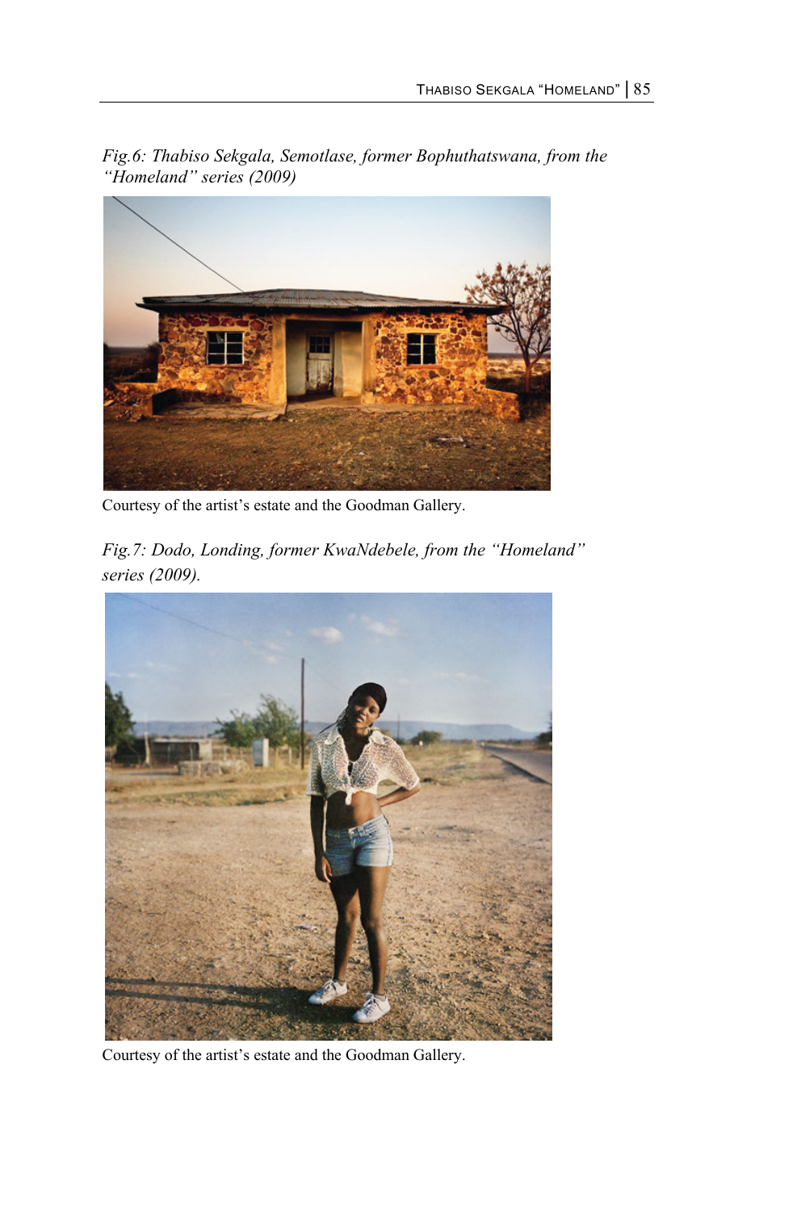*Fig.6: Thabiso Sekgala, Semotlase, former Bophuthatswana, from the "Homeland" series (2009)*

Courtesy of the artist's estate and the Goodman Gallery.

*Fig.7: Dodo, Londing, former KwaNdebele, from the "Homeland" series (2009).*

Courtesy of the artist's estate and the Goodman Gallery.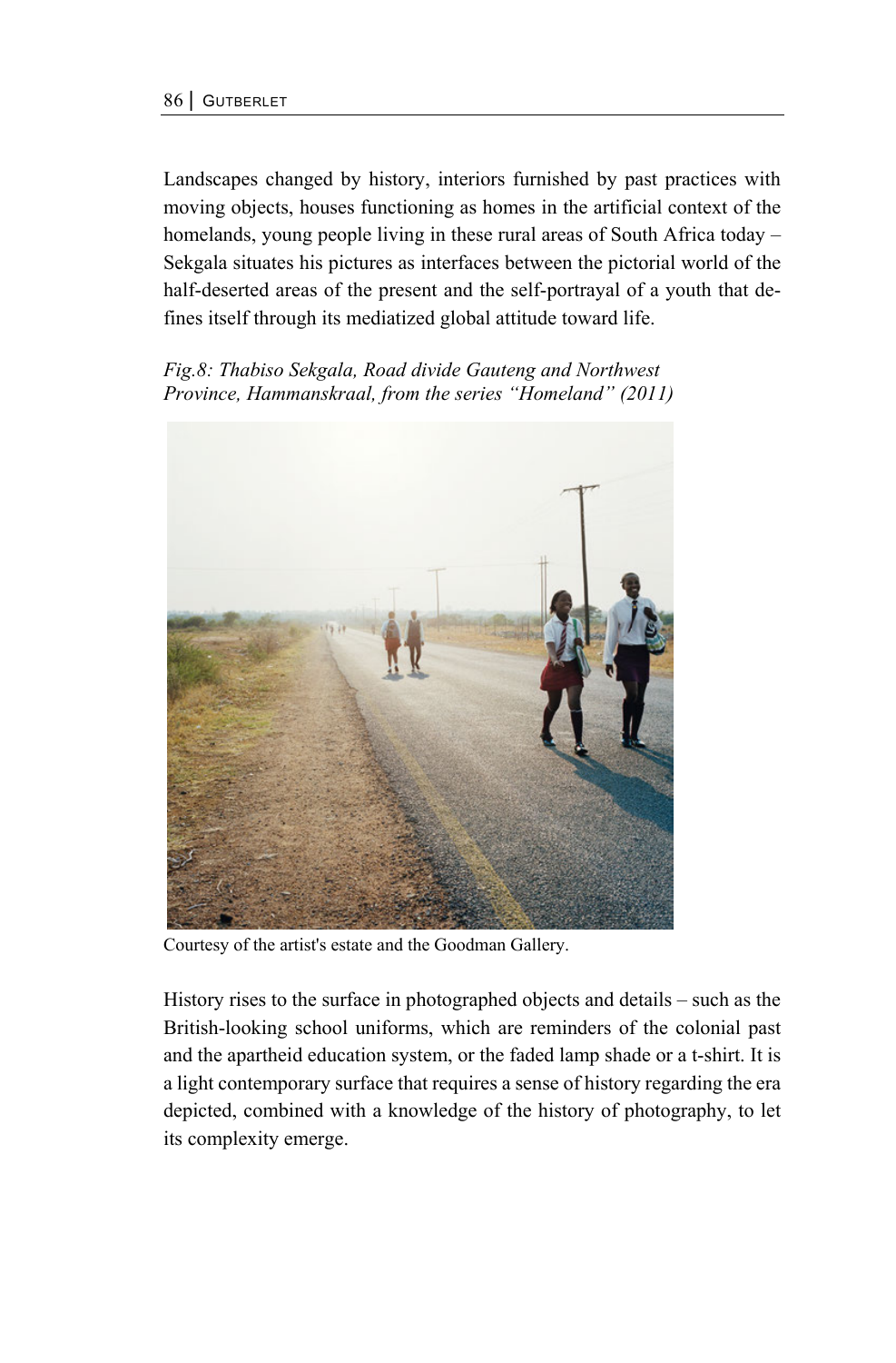Landscapes changed by history, interiors furnished by past practices with moving objects, houses functioning as homes in the artificial context of the homelands, young people living in these rural areas of South Africa today – Sekgala situates his pictures as interfaces between the pictorial world of the half-deserted areas of the present and the self-portrayal of a youth that defines itself through its mediatized global attitude toward life.

*Fig.8: Thabiso Sekgala, Road divide Gauteng and Northwest Province, Hammanskraal, from the series "Homeland" (2011)*

Courtesy of the artist's estate and the Goodman Gallery.

History rises to the surface in photographed objects and details – such as the British-looking school uniforms, which are reminders of the colonial past and the apartheid education system, or the faded lamp shade or a t-shirt. It is a light contemporary surface that requires a sense of history regarding the era depicted, combined with a knowledge of the history of photography, to let its complexity emerge.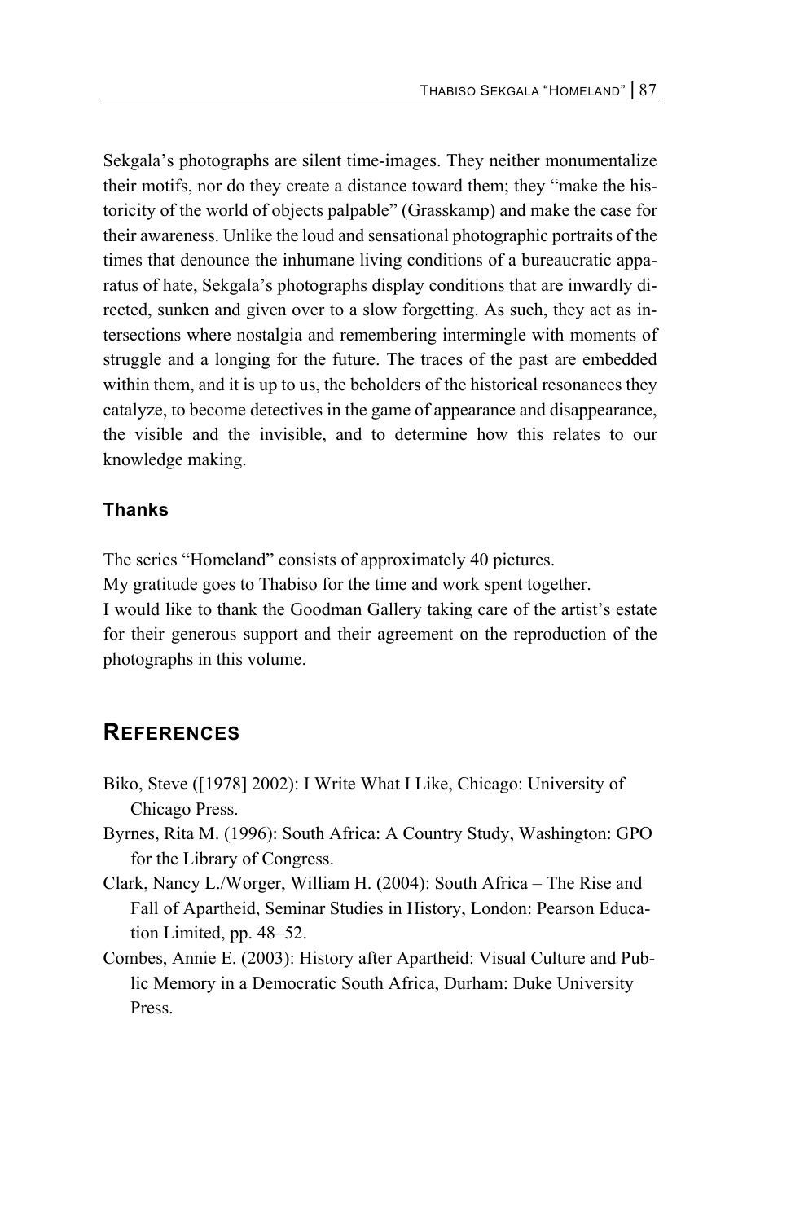Sekgala's photographs are silent time-images. They neither monumentalize their motifs, nor do they create a distance toward them; they "make the historicity of the world of objects palpable" (Grasskamp) and make the case for their awareness. Unlike the loud and sensational photographic portraits of the times that denounce the inhumane living conditions of a bureaucratic apparatus of hate, Sekgala's photographs display conditions that are inwardly directed, sunken and given over to a slow forgetting. As such, they act as intersections where nostalgia and remembering intermingle with moments of struggle and a longing for the future. The traces of the past are embedded within them, and it is up to us, the beholders of the historical resonances they catalyze, to become detectives in the game of appearance and disappearance, the visible and the invisible, and to determine how this relates to our knowledge making.

### Thanks

The series "Homeland" consists of approximately 40 pictures.
My gratitude goes to Thabiso for the time and work spent together.
I would like to thank the Goodman Gallery taking care of the artist's estate for their generous support and their agreement on the reproduction of the photographs in this volume.

## References

Biko, Steve ([1978] 2002): I Write What I Like, Chicago: University of Chicago Press.

Byrnes, Rita M. (1996): South Africa: A Country Study, Washington: GPO for the Library of Congress.

Clark, Nancy L./Worger, William H. (2004): South Africa – The Rise and Fall of Apartheid, Seminar Studies in History, London: Pearson Education Limited, pp. 48–52.

Combes, Annie E. (2003): History after Apartheid: Visual Culture and Public Memory in a Democratic South Africa, Durham: Duke University Press.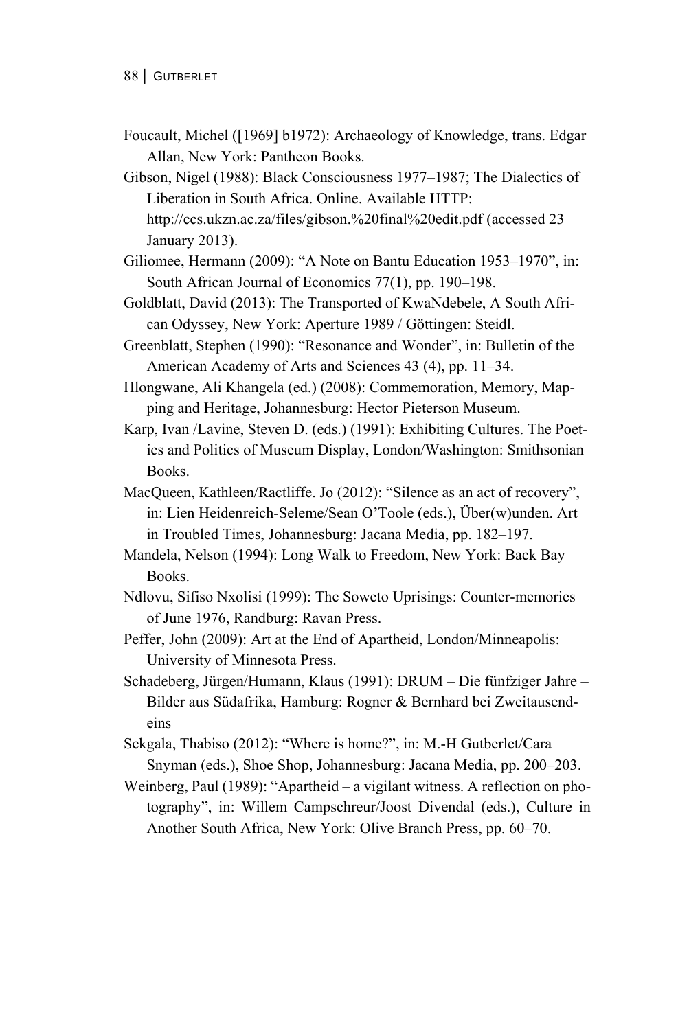Foucault, Michel ([1969] b1972): Archaeology of Knowledge, trans. Edgar Allan, New York: Pantheon Books.

Gibson, Nigel (1988): Black Consciousness 1977–1987; The Dialectics of Liberation in South Africa. Online. Available HTTP: http://ccs.ukzn.ac.za/files/gibson.%20final%20edit.pdf (accessed 23 January 2013).

Giliomee, Hermann (2009): "A Note on Bantu Education 1953–1970", in: South African Journal of Economics 77(1), pp. 190–198.

Goldblatt, David (2013): The Transported of KwaNdebele, A South African Odyssey, New York: Aperture 1989 / Göttingen: Steidl.

Greenblatt, Stephen (1990): "Resonance and Wonder", in: Bulletin of the American Academy of Arts and Sciences 43 (4), pp. 11–34.

Hlongwane, Ali Khangela (ed.) (2008): Commemoration, Memory, Mapping and Heritage, Johannesburg: Hector Pieterson Museum.

Karp, Ivan /Lavine, Steven D. (eds.) (1991): Exhibiting Cultures. The Poetics and Politics of Museum Display, London/Washington: Smithsonian Books.

MacQueen, Kathleen/Ractliffe. Jo (2012): "Silence as an act of recovery", in: Lien Heidenreich-Seleme/Sean O'Toole (eds.), Über(w)unden. Art in Troubled Times, Johannesburg: Jacana Media, pp. 182–197.

Mandela, Nelson (1994): Long Walk to Freedom, New York: Back Bay Books.

Ndlovu, Sifiso Nxolisi (1999): The Soweto Uprisings: Counter-memories of June 1976, Randburg: Ravan Press.

Peffer, John (2009): Art at the End of Apartheid, London/Minneapolis: University of Minnesota Press.

Schadeberg, Jürgen/Humann, Klaus (1991): DRUM – Die fünfziger Jahre – Bilder aus Südafrika, Hamburg: Rogner & Bernhard bei Zweitausendeins

Sekgala, Thabiso (2012): "Where is home?", in: M.-H Gutberlet/Cara Snyman (eds.), Shoe Shop, Johannesburg: Jacana Media, pp. 200–203.

Weinberg, Paul (1989): "Apartheid – a vigilant witness. A reflection on photography", in: Willem Campschreur/Joost Divendal (eds.), Culture in Another South Africa, New York: Olive Branch Press, pp. 60–70.